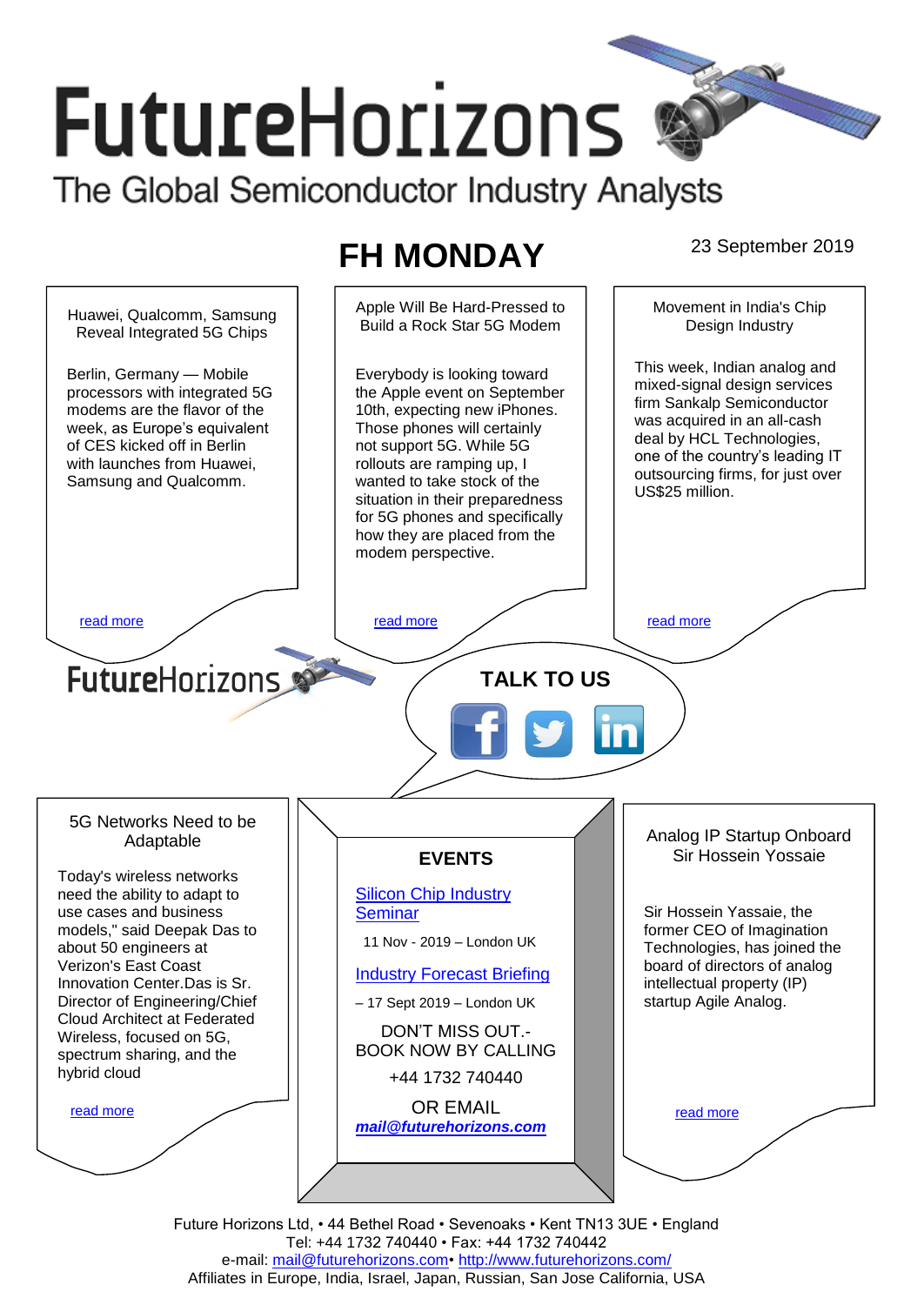# FutureHorizons

The Global Semiconductor Industry Analysts

## FH MONDAY

23 September 2019

### Huawei, Qualcomm, Samsung Reveal Integrated 5G Chips

Berlin, Germany — Mobile processors with integrated 5G modems are the flavor of the week, as Europe's equivalent of CES kicked off in Berlin with launches from Huawei, Samsung and Qualcomm.

read more

### Apple Will Be Hard-Pressed to Build a Rock Star 5G Modem

Everybody is looking toward the Apple event on September 10th, expecting new iPhones. Those phones will certainly not support 5G. While 5G rollouts are ramping up, I wanted to take stock of the situation in their preparedness for 5G phones and specifically how they are placed from the modem perspective.

read more

### Movement in India's Chip Design Industry

This week, Indian analog and mixed-signal design services firm Sankalp Semiconductor was acquired in an all-cash deal by HCL Technologies, one of the country's leading IT outsourcing firms, for just over US$25 million.

read more

FutureHorizons

**TALK TO US**

### 5G Networks Need to be Adaptable

Today's wireless networks need the ability to adapt to use cases and business models," said Deepak Das to about 50 engineers at Verizon's East Coast Innovation Center.Das is Sr. Director of Engineering/Chief Cloud Architect at Federated Wireless, focused on 5G, spectrum sharing, and the hybrid cloud

read more

### EVENTS

Silicon Chip Industry Seminar

11 Nov - 2019 – London UK

Industry Forecast Briefing

– 17 Sept 2019 – London UK

DON'T MISS OUT.- BOOK NOW BY CALLING

+44 1732 740440

OR EMAIL

***mail@futurehorizons.com***

### Analog IP Startup Onboard Sir Hossein Yossaie

Sir Hossein Yassaie, the former CEO of Imagination Technologies, has joined the board of directors of analog intellectual property (IP) startup Agile Analog.

read more

Future Horizons Ltd, • 44 Bethel Road • Sevenoaks • Kent TN13 3UE • England
Tel: +44 1732 740440 • Fax: +44 1732 740442
e-mail: mail@futurehorizons.com• http://www.futurehorizons.com/
Affiliates in Europe, India, Israel, Japan, Russian, San Jose California, USA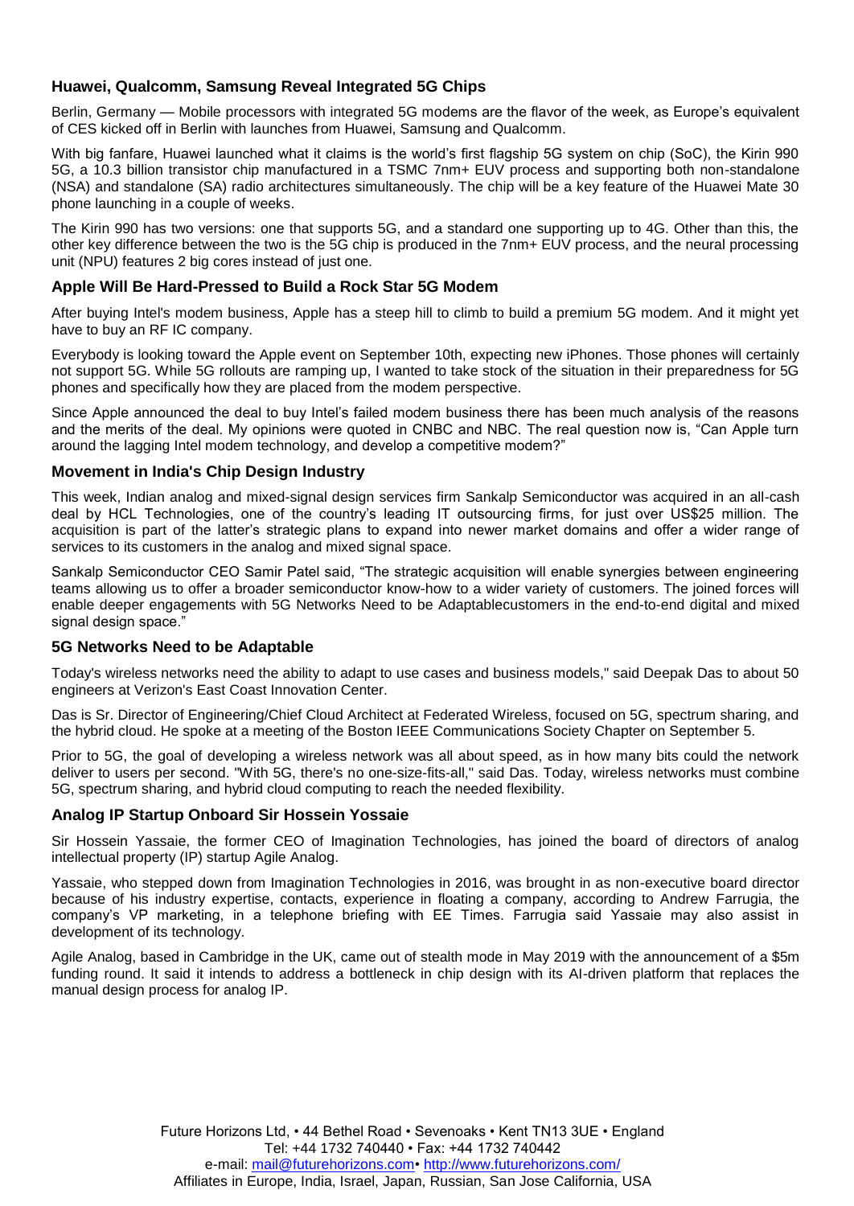### Huawei, Qualcomm, Samsung Reveal Integrated 5G Chips

Berlin, Germany — Mobile processors with integrated 5G modems are the flavor of the week, as Europe's equivalent of CES kicked off in Berlin with launches from Huawei, Samsung and Qualcomm.

With big fanfare, Huawei launched what it claims is the world's first flagship 5G system on chip (SoC), the Kirin 990 5G, a 10.3 billion transistor chip manufactured in a TSMC 7nm+ EUV process and supporting both non-standalone (NSA) and standalone (SA) radio architectures simultaneously. The chip will be a key feature of the Huawei Mate 30 phone launching in a couple of weeks.

The Kirin 990 has two versions: one that supports 5G, and a standard one supporting up to 4G. Other than this, the other key difference between the two is the 5G chip is produced in the 7nm+ EUV process, and the neural processing unit (NPU) features 2 big cores instead of just one.

### Apple Will Be Hard-Pressed to Build a Rock Star 5G Modem

After buying Intel's modem business, Apple has a steep hill to climb to build a premium 5G modem. And it might yet have to buy an RF IC company.

Everybody is looking toward the Apple event on September 10th, expecting new iPhones. Those phones will certainly not support 5G. While 5G rollouts are ramping up, I wanted to take stock of the situation in their preparedness for 5G phones and specifically how they are placed from the modem perspective.

Since Apple announced the deal to buy Intel's failed modem business there has been much analysis of the reasons and the merits of the deal. My opinions were quoted in CNBC and NBC. The real question now is, "Can Apple turn around the lagging Intel modem technology, and develop a competitive modem?"

### Movement in India's Chip Design Industry

This week, Indian analog and mixed-signal design services firm Sankalp Semiconductor was acquired in an all-cash deal by HCL Technologies, one of the country's leading IT outsourcing firms, for just over US$25 million. The acquisition is part of the latter's strategic plans to expand into newer market domains and offer a wider range of services to its customers in the analog and mixed signal space.

Sankalp Semiconductor CEO Samir Patel said, "The strategic acquisition will enable synergies between engineering teams allowing us to offer a broader semiconductor know-how to a wider variety of customers. The joined forces will enable deeper engagements with 5G Networks Need to be Adaptablecustomers in the end-to-end digital and mixed signal design space."

### 5G Networks Need to be Adaptable

Today's wireless networks need the ability to adapt to use cases and business models," said Deepak Das to about 50 engineers at Verizon's East Coast Innovation Center.

Das is Sr. Director of Engineering/Chief Cloud Architect at Federated Wireless, focused on 5G, spectrum sharing, and the hybrid cloud. He spoke at a meeting of the Boston IEEE Communications Society Chapter on September 5.

Prior to 5G, the goal of developing a wireless network was all about speed, as in how many bits could the network deliver to users per second. "With 5G, there's no one-size-fits-all," said Das. Today, wireless networks must combine 5G, spectrum sharing, and hybrid cloud computing to reach the needed flexibility.

### Analog IP Startup Onboard Sir Hossein Yossaie

Sir Hossein Yassaie, the former CEO of Imagination Technologies, has joined the board of directors of analog intellectual property (IP) startup Agile Analog.

Yassaie, who stepped down from Imagination Technologies in 2016, was brought in as non-executive board director because of his industry expertise, contacts, experience in floating a company, according to Andrew Farrugia, the company's VP marketing, in a telephone briefing with EE Times. Farrugia said Yassaie may also assist in development of its technology.

Agile Analog, based in Cambridge in the UK, came out of stealth mode in May 2019 with the announcement of a $5m funding round. It said it intends to address a bottleneck in chip design with its AI-driven platform that replaces the manual design process for analog IP.

Future Horizons Ltd, • 44 Bethel Road • Sevenoaks • Kent TN13 3UE • England
Tel: +44 1732 740440 • Fax: +44 1732 740442
e-mail: mail@futurehorizons.com• http://www.futurehorizons.com/
Affiliates in Europe, India, Israel, Japan, Russian, San Jose California, USA